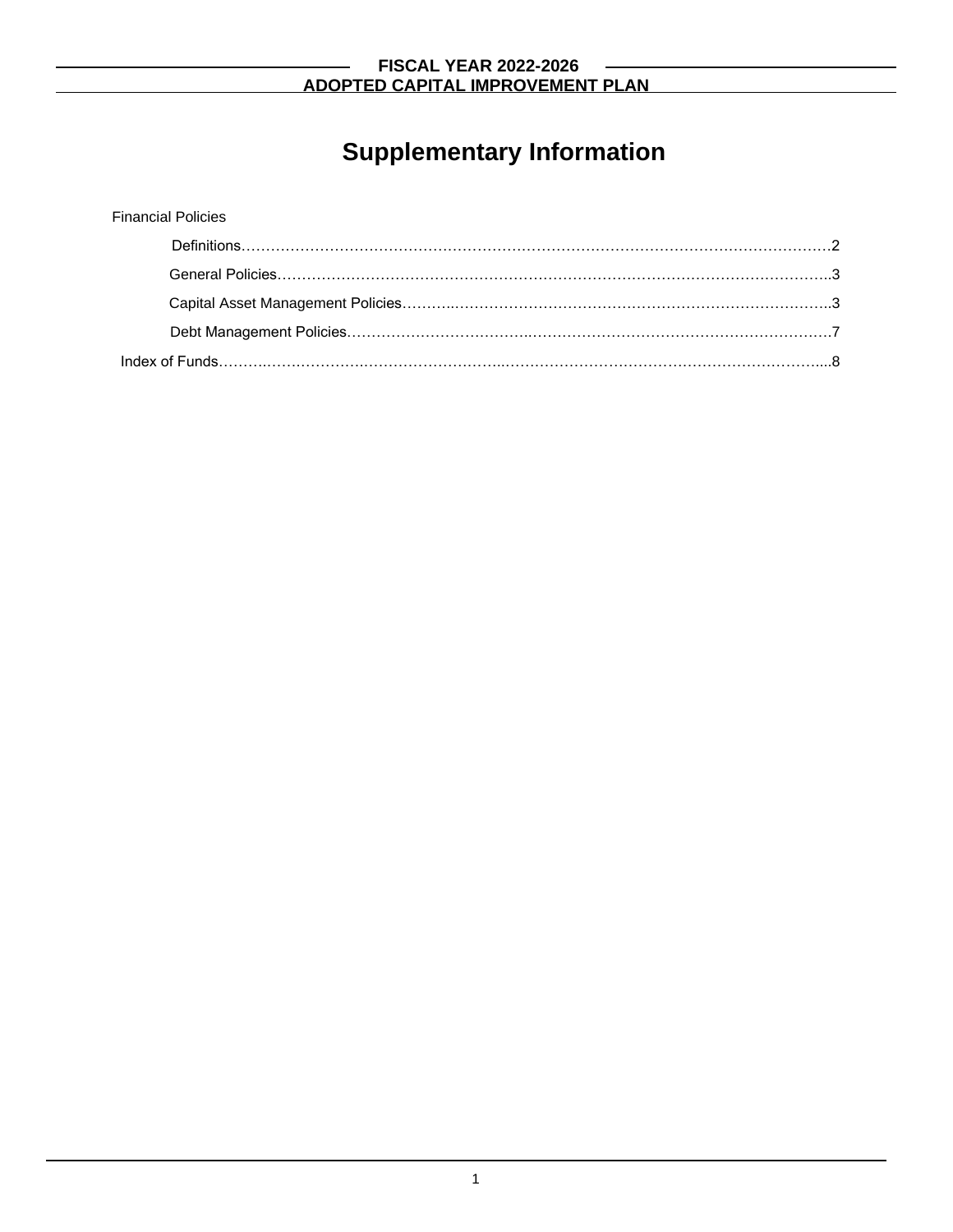# Supplementary Information

Financial Policies

- Definitions……………………………………………………………………………………………………2
- General Policies……………………………………………………………………………………………..3
- Capital Asset Management Policies………………………………………………………………………..3
- Debt Management Policies…………………………………………………………………………………7

Index of Funds…………………………………………………………………………………………………...8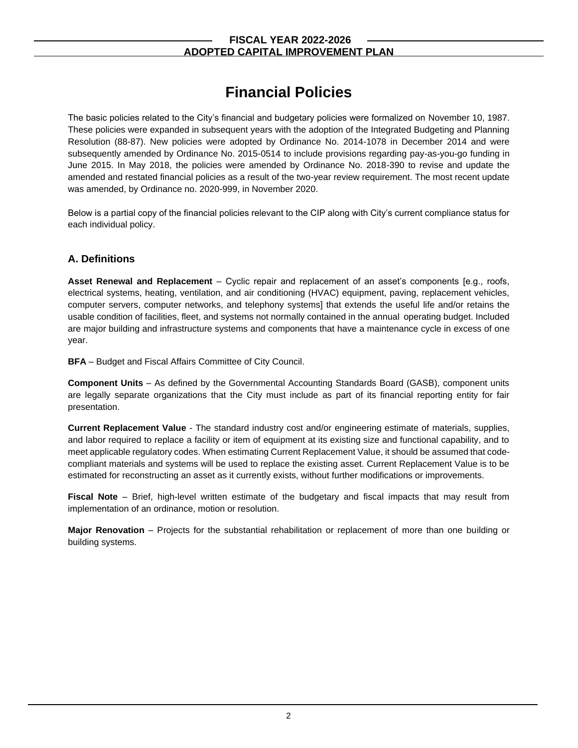# Financial Policies

The basic policies related to the City's financial and budgetary policies were formalized on November 10, 1987. These policies were expanded in subsequent years with the adoption of the Integrated Budgeting and Planning Resolution (88-87). New policies were adopted by Ordinance No. 2014-1078 in December 2014 and were subsequently amended by Ordinance No. 2015-0514 to include provisions regarding pay-as-you-go funding in June 2015. In May 2018, the policies were amended by Ordinance No. 2018-390 to revise and update the amended and restated financial policies as a result of the two-year review requirement. The most recent update was amended, by Ordinance no. 2020-999, in November 2020.

Below is a partial copy of the financial policies relevant to the CIP along with City's current compliance status for each individual policy.

## A. Definitions

**Asset Renewal and Replacement** – Cyclic repair and replacement of an asset's components [e.g., roofs, electrical systems, heating, ventilation, and air conditioning (HVAC) equipment, paving, replacement vehicles, computer servers, computer networks, and telephony systems] that extends the useful life and/or retains the usable condition of facilities, fleet, and systems not normally contained in the annual operating budget. Included are major building and infrastructure systems and components that have a maintenance cycle in excess of one year.

**BFA** – Budget and Fiscal Affairs Committee of City Council.

**Component Units** – As defined by the Governmental Accounting Standards Board (GASB), component units are legally separate organizations that the City must include as part of its financial reporting entity for fair presentation.

**Current Replacement Value** - The standard industry cost and/or engineering estimate of materials, supplies, and labor required to replace a facility or item of equipment at its existing size and functional capability, and to meet applicable regulatory codes. When estimating Current Replacement Value, it should be assumed that code-compliant materials and systems will be used to replace the existing asset. Current Replacement Value is to be estimated for reconstructing an asset as it currently exists, without further modifications or improvements.

**Fiscal Note** – Brief, high-level written estimate of the budgetary and fiscal impacts that may result from implementation of an ordinance, motion or resolution.

**Major Renovation** – Projects for the substantial rehabilitation or replacement of more than one building or building systems.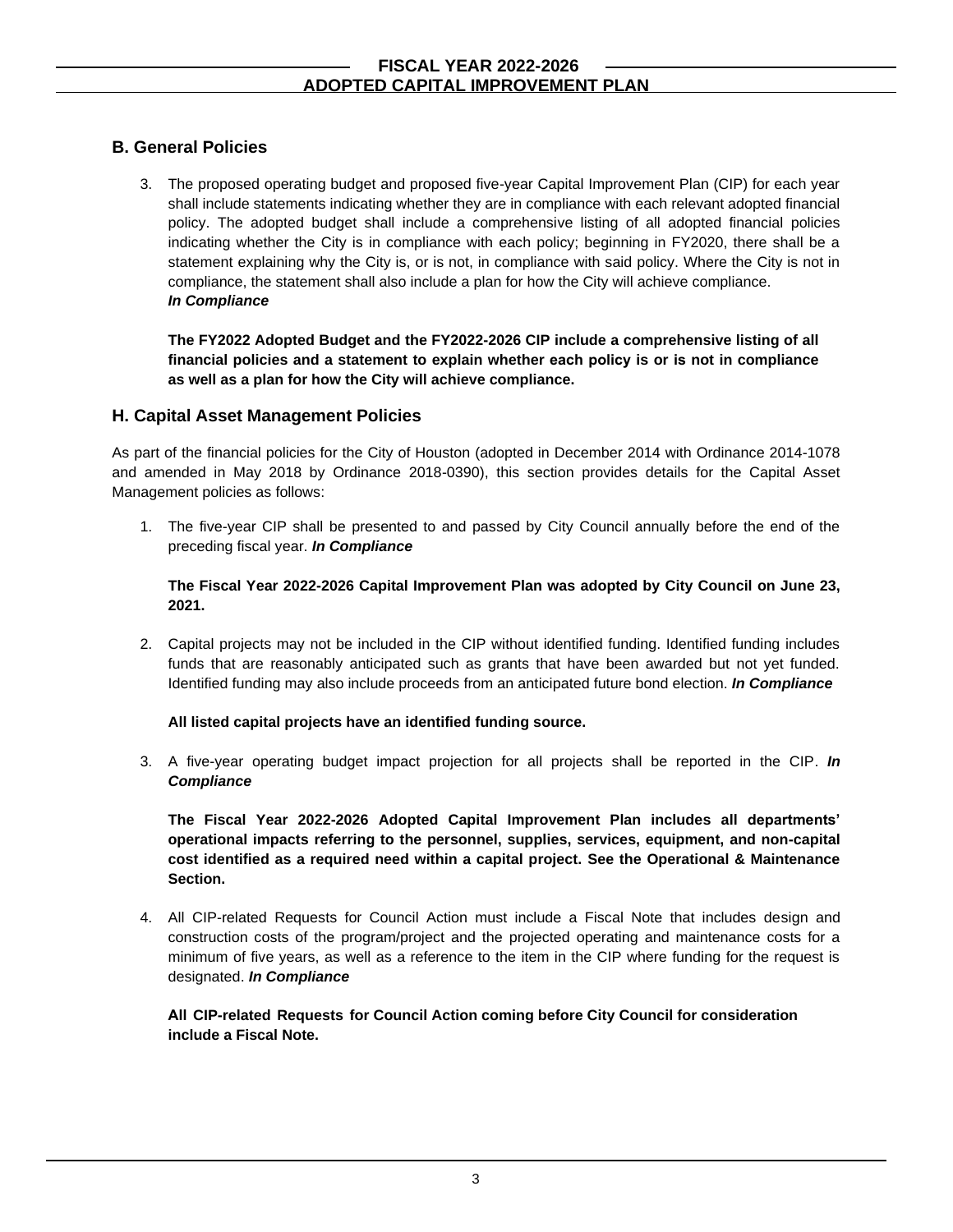## B. General Policies

3. The proposed operating budget and proposed five-year Capital Improvement Plan (CIP) for each year shall include statements indicating whether they are in compliance with each relevant adopted financial policy. The adopted budget shall include a comprehensive listing of all adopted financial policies indicating whether the City is in compliance with each policy; beginning in FY2020, there shall be a statement explaining why the City is, or is not, in compliance with said policy. Where the City is not in compliance, the statement shall also include a plan for how the City will achieve compliance.
   ***In Compliance***

   **The FY2022 Adopted Budget and the FY2022-2026 CIP include a comprehensive listing of all financial policies and a statement to explain whether each policy is or is not in compliance as well as a plan for how the City will achieve compliance.**

## H. Capital Asset Management Policies

As part of the financial policies for the City of Houston (adopted in December 2014 with Ordinance 2014-1078 and amended in May 2018 by Ordinance 2018-0390), this section provides details for the Capital Asset Management policies as follows:

1. The five-year CIP shall be presented to and passed by City Council annually before the end of the preceding fiscal year. ***In Compliance***

   **The Fiscal Year 2022-2026 Capital Improvement Plan was adopted by City Council on June 23, 2021.**

2. Capital projects may not be included in the CIP without identified funding. Identified funding includes funds that are reasonably anticipated such as grants that have been awarded but not yet funded. Identified funding may also include proceeds from an anticipated future bond election. ***In Compliance***

   **All listed capital projects have an identified funding source.**

3. A five-year operating budget impact projection for all projects shall be reported in the CIP. ***In Compliance***

   **The Fiscal Year 2022-2026 Adopted Capital Improvement Plan includes all departments' operational impacts referring to the personnel, supplies, services, equipment, and non-capital cost identified as a required need within a capital project. See the Operational & Maintenance Section.**

4. All CIP-related Requests for Council Action must include a Fiscal Note that includes design and construction costs of the program/project and the projected operating and maintenance costs for a minimum of five years, as well as a reference to the item in the CIP where funding for the request is designated. ***In Compliance***

   **All CIP-related Requests for Council Action coming before City Council for consideration include a Fiscal Note.**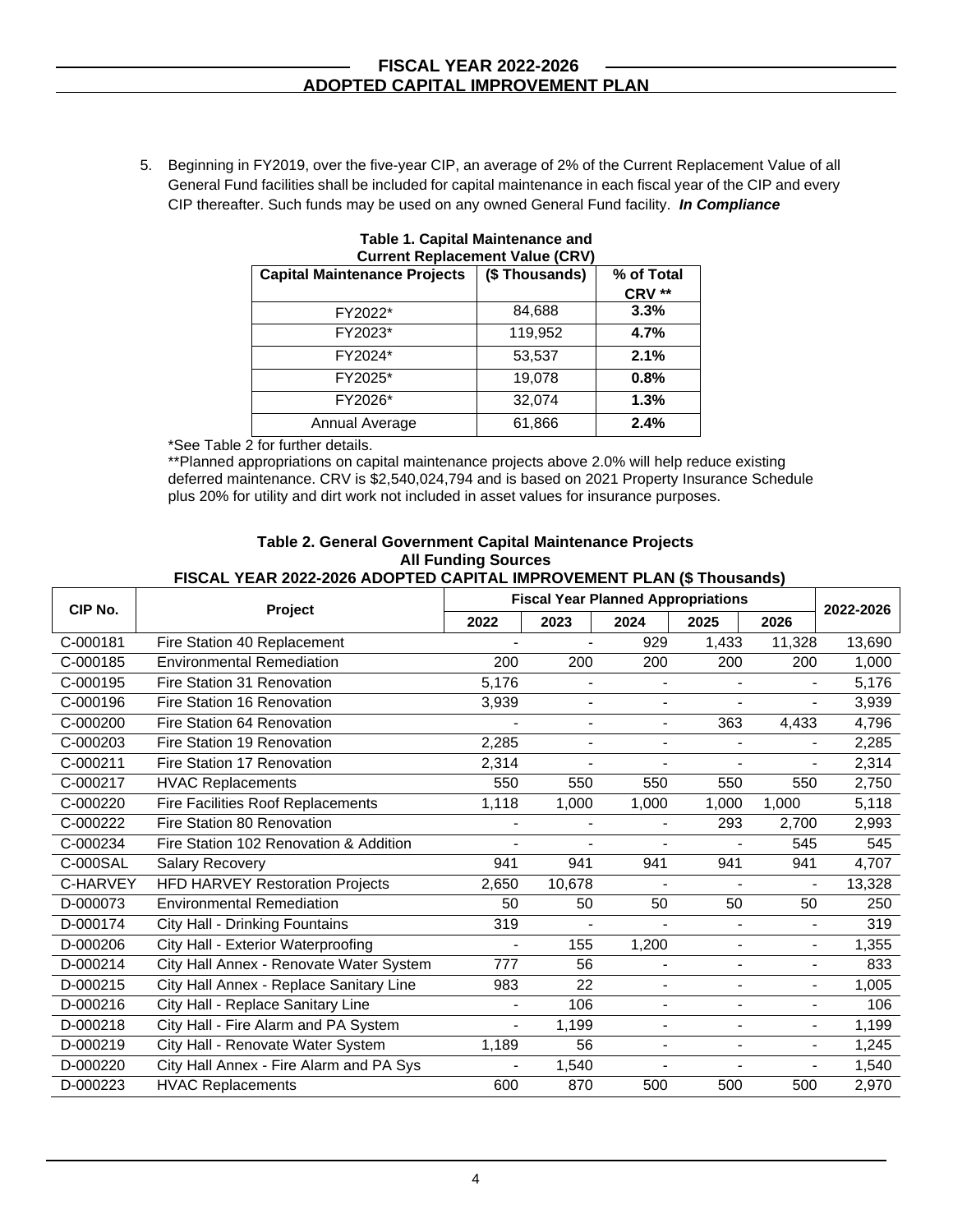5. Beginning in FY2019, over the five-year CIP, an average of 2% of the Current Replacement Value of all General Fund facilities shall be included for capital maintenance in each fiscal year of the CIP and every CIP thereafter. Such funds may be used on any owned General Fund facility. ***In Compliance***

**Table 1. Capital Maintenance and Current Replacement Value (CRV)**

| Capital Maintenance Projects | ($ Thousands) | % of Total CRV ** |
|---|---|---|
| FY2022* | 84,688 | **3.3%** |
| FY2023* | 119,952 | **4.7%** |
| FY2024* | 53,537 | **2.1%** |
| FY2025* | 19,078 | **0.8%** |
| FY2026* | 32,074 | **1.3%** |
| Annual Average | 61,866 | **2.4%** |

*See Table 2 for further details.

**Planned appropriations on capital maintenance projects above 2.0% will help reduce existing deferred maintenance. CRV is $2,540,024,794 and is based on 2021 Property Insurance Schedule plus 20% for utility and dirt work not included in asset values for insurance purposes.

**Table 2. General Government Capital Maintenance Projects**
**All Funding Sources**
**FISCAL YEAR 2022-2026 ADOPTED CAPITAL IMPROVEMENT PLAN ($ Thousands)**

| CIP No. | Project | Fiscal Year Planned Appropriations | | | | | 2022-2026 |
|---|---|---|---|---|---|---|---|
| | | 2022 | 2023 | 2024 | 2025 | 2026 | |
| C-000181 | Fire Station 40 Replacement | - | - | 929 | 1,433 | 11,328 | 13,690 |
| C-000185 | Environmental Remediation | 200 | 200 | 200 | 200 | 200 | 1,000 |
| C-000195 | Fire Station 31 Renovation | 5,176 | - | - | - | - | 5,176 |
| C-000196 | Fire Station 16 Renovation | 3,939 | - | - | - | - | 3,939 |
| C-000200 | Fire Station 64 Renovation | - | - | - | 363 | 4,433 | 4,796 |
| C-000203 | Fire Station 19 Renovation | 2,285 | - | - | - | - | 2,285 |
| C-000211 | Fire Station 17 Renovation | 2,314 | - | - | - | - | 2,314 |
| C-000217 | HVAC Replacements | 550 | 550 | 550 | 550 | 550 | 2,750 |
| C-000220 | Fire Facilities Roof Replacements | 1,118 | 1,000 | 1,000 | 1,000 | 1,000 | 5,118 |
| C-000222 | Fire Station 80 Renovation | - | - | - | 293 | 2,700 | 2,993 |
| C-000234 | Fire Station 102 Renovation & Addition | - | - | - | - | 545 | 545 |
| C-000SAL | Salary Recovery | 941 | 941 | 941 | 941 | 941 | 4,707 |
| C-HARVEY | HFD HARVEY Restoration Projects | 2,650 | 10,678 | - | - | - | 13,328 |
| D-000073 | Environmental Remediation | 50 | 50 | 50 | 50 | 50 | 250 |
| D-000174 | City Hall - Drinking Fountains | 319 | - | - | - | - | 319 |
| D-000206 | City Hall - Exterior Waterproofing | - | 155 | 1,200 | - | - | 1,355 |
| D-000214 | City Hall Annex - Renovate Water System | 777 | 56 | - | - | - | 833 |
| D-000215 | City Hall Annex - Replace Sanitary Line | 983 | 22 | - | - | - | 1,005 |
| D-000216 | City Hall - Replace Sanitary Line | - | 106 | - | - | - | 106 |
| D-000218 | City Hall - Fire Alarm and PA System | - | 1,199 | - | - | - | 1,199 |
| D-000219 | City Hall - Renovate Water System | 1,189 | 56 | - | - | - | 1,245 |
| D-000220 | City Hall Annex - Fire Alarm and PA Sys | - | 1,540 | - | - | - | 1,540 |
| D-000223 | HVAC Replacements | 600 | 870 | 500 | 500 | 500 | 2,970 |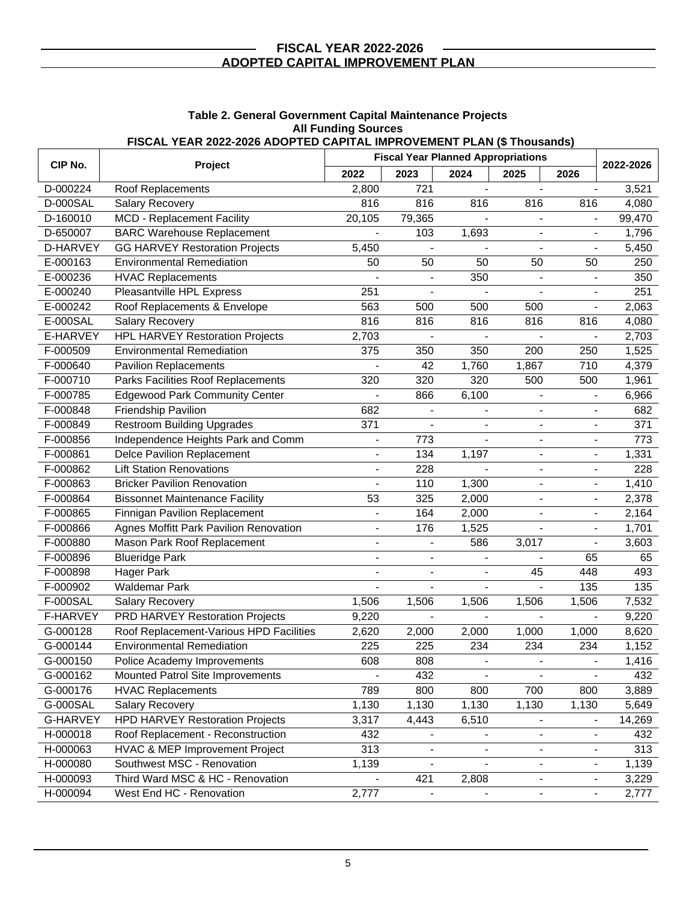## FISCAL YEAR 2022-2026 ADOPTED CAPITAL IMPROVEMENT PLAN

### Table 2. General Government Capital Maintenance Projects
### All Funding Sources
### FISCAL YEAR 2022-2026 ADOPTED CAPITAL IMPROVEMENT PLAN ($ Thousands)

| CIP No. | Project | Fiscal Year Planned Appropriations | | | | | 2022-2026 |
|---|---|---|---|---|---|---|---|
| | | 2022 | 2023 | 2024 | 2025 | 2026 | |
| D-000224 | Roof Replacements | 2,800 | 721 | - | - | - | 3,521 |
| D-000SAL | Salary Recovery | 816 | 816 | 816 | 816 | 816 | 4,080 |
| D-160010 | MCD - Replacement Facility | 20,105 | 79,365 | - | - | - | 99,470 |
| D-650007 | BARC Warehouse Replacement | - | 103 | 1,693 | - | - | 1,796 |
| D-HARVEY | GG HARVEY Restoration Projects | 5,450 | - | - | - | - | 5,450 |
| E-000163 | Environmental Remediation | 50 | 50 | 50 | 50 | 50 | 250 |
| E-000236 | HVAC Replacements | - | - | 350 | - | - | 350 |
| E-000240 | Pleasantville HPL Express | 251 | - | - | - | - | 251 |
| E-000242 | Roof Replacements & Envelope | 563 | 500 | 500 | 500 | - | 2,063 |
| E-000SAL | Salary Recovery | 816 | 816 | 816 | 816 | 816 | 4,080 |
| E-HARVEY | HPL HARVEY Restoration Projects | 2,703 | - | - | - | - | 2,703 |
| F-000509 | Environmental Remediation | 375 | 350 | 350 | 200 | 250 | 1,525 |
| F-000640 | Pavilion Replacements | - | 42 | 1,760 | 1,867 | 710 | 4,379 |
| F-000710 | Parks Facilities Roof Replacements | 320 | 320 | 320 | 500 | 500 | 1,961 |
| F-000785 | Edgewood Park Community Center | - | 866 | 6,100 | - | - | 6,966 |
| F-000848 | Friendship Pavilion | 682 | - | - | - | - | 682 |
| F-000849 | Restroom Building Upgrades | 371 | - | - | - | - | 371 |
| F-000856 | Independence Heights Park and Comm | - | 773 | - | - | - | 773 |
| F-000861 | Delce Pavilion Replacement | - | 134 | 1,197 | - | - | 1,331 |
| F-000862 | Lift Station Renovations | - | 228 | - | - | - | 228 |
| F-000863 | Bricker Pavilion Renovation | - | 110 | 1,300 | - | - | 1,410 |
| F-000864 | Bissonnet Maintenance Facility | 53 | 325 | 2,000 | - | - | 2,378 |
| F-000865 | Finnigan Pavilion Replacement | - | 164 | 2,000 | - | - | 2,164 |
| F-000866 | Agnes Moffitt Park Pavilion Renovation | - | 176 | 1,525 | - | - | 1,701 |
| F-000880 | Mason Park Roof Replacement | - | - | 586 | 3,017 | - | 3,603 |
| F-000896 | Blueridge Park | - | - | - | - | 65 | 65 |
| F-000898 | Hager Park | - | - | - | 45 | 448 | 493 |
| F-000902 | Waldemar Park | - | - | - | - | 135 | 135 |
| F-000SAL | Salary Recovery | 1,506 | 1,506 | 1,506 | 1,506 | 1,506 | 7,532 |
| F-HARVEY | PRD HARVEY Restoration Projects | 9,220 | - | - | - | - | 9,220 |
| G-000128 | Roof Replacement-Various HPD Facilities | 2,620 | 2,000 | 2,000 | 1,000 | 1,000 | 8,620 |
| G-000144 | Environmental Remediation | 225 | 225 | 234 | 234 | 234 | 1,152 |
| G-000150 | Police Academy Improvements | 608 | 808 | - | - | - | 1,416 |
| G-000162 | Mounted Patrol Site Improvements | - | 432 | - | - | - | 432 |
| G-000176 | HVAC Replacements | 789 | 800 | 800 | 700 | 800 | 3,889 |
| G-000SAL | Salary Recovery | 1,130 | 1,130 | 1,130 | 1,130 | 1,130 | 5,649 |
| G-HARVEY | HPD HARVEY Restoration Projects | 3,317 | 4,443 | 6,510 | - | - | 14,269 |
| H-000018 | Roof Replacement - Reconstruction | 432 | - | - | - | - | 432 |
| H-000063 | HVAC & MEP Improvement Project | 313 | - | - | - | - | 313 |
| H-000080 | Southwest MSC - Renovation | 1,139 | - | - | - | - | 1,139 |
| H-000093 | Third Ward MSC & HC - Renovation | - | 421 | 2,808 | - | - | 3,229 |
| H-000094 | West End HC - Renovation | 2,777 | - | - | - | - | 2,777 |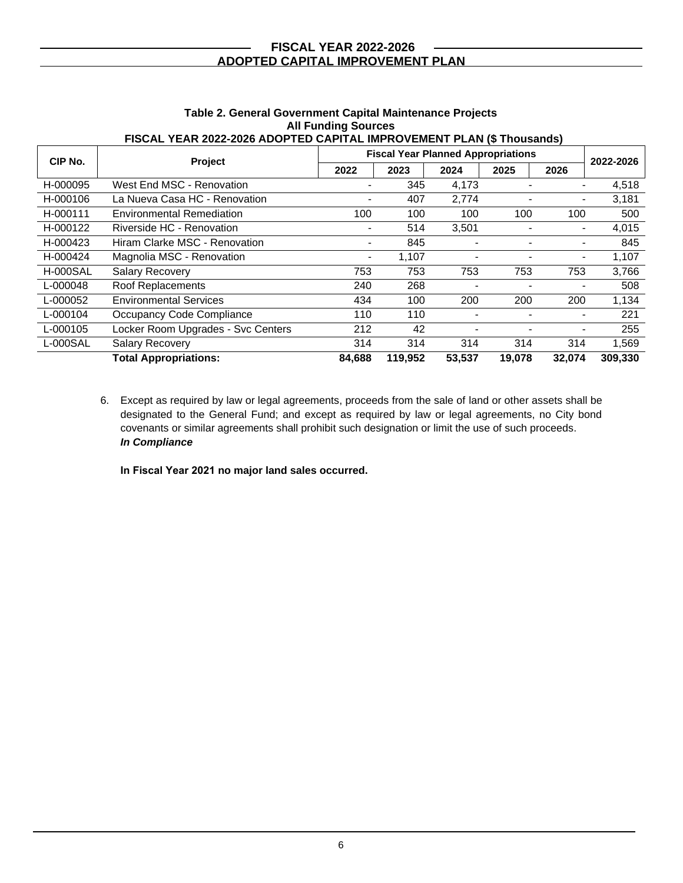**Table 2. General Government Capital Maintenance Projects**
**All Funding Sources**
**FISCAL YEAR 2022-2026 ADOPTED CAPITAL IMPROVEMENT PLAN ($ Thousands)**

| CIP No. | Project | Fiscal Year Planned Appropriations | | | | | 2022-2026 |
|---|---|---|---|---|---|---|---|
| | | 2022 | 2023 | 2024 | 2025 | 2026 | |
| H-000095 | West End MSC - Renovation | - | 345 | 4,173 | - | - | 4,518 |
| H-000106 | La Nueva Casa HC - Renovation | - | 407 | 2,774 | - | - | 3,181 |
| H-000111 | Environmental Remediation | 100 | 100 | 100 | 100 | 100 | 500 |
| H-000122 | Riverside HC - Renovation | - | 514 | 3,501 | - | - | 4,015 |
| H-000423 | Hiram Clarke MSC - Renovation | - | 845 | - | - | - | 845 |
| H-000424 | Magnolia MSC - Renovation | - | 1,107 | - | - | - | 1,107 |
| H-000SAL | Salary Recovery | 753 | 753 | 753 | 753 | 753 | 3,766 |
| L-000048 | Roof Replacements | 240 | 268 | - | - | - | 508 |
| L-000052 | Environmental Services | 434 | 100 | 200 | 200 | 200 | 1,134 |
| L-000104 | Occupancy Code Compliance | 110 | 110 | - | - | - | 221 |
| L-000105 | Locker Room Upgrades - Svc Centers | 212 | 42 | - | - | - | 255 |
| L-000SAL | Salary Recovery | 314 | 314 | 314 | 314 | 314 | 1,569 |
| | **Total Appropriations:** | **84,688** | **119,952** | **53,537** | **19,078** | **32,074** | **309,330** |

6. Except as required by law or legal agreements, proceeds from the sale of land or other assets shall be designated to the General Fund; and except as required by law or legal agreements, no City bond covenants or similar agreements shall prohibit such designation or limit the use of such proceeds.
   ***In Compliance***

   **In Fiscal Year 2021 no major land sales occurred.**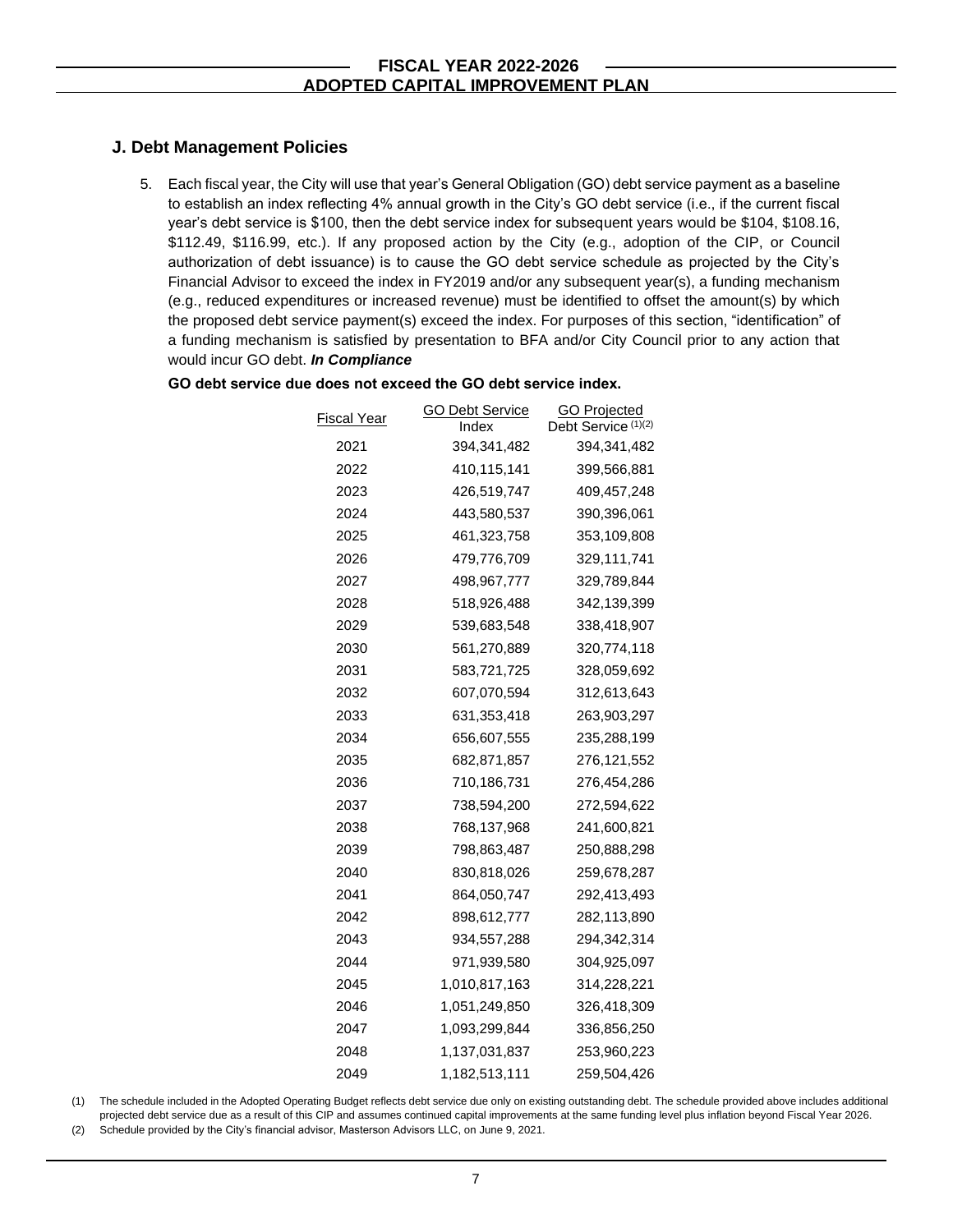## J. Debt Management Policies

5. Each fiscal year, the City will use that year's General Obligation (GO) debt service payment as a baseline to establish an index reflecting 4% annual growth in the City's GO debt service (i.e., if the current fiscal year's debt service is \$100, then the debt service index for subsequent years would be \$104, \$108.16, \$112.49, \$116.99, etc.). If any proposed action by the City (e.g., adoption of the CIP, or Council authorization of debt issuance) is to cause the GO debt service schedule as projected by the City's Financial Advisor to exceed the index in FY2019 and/or any subsequent year(s), a funding mechanism (e.g., reduced expenditures or increased revenue) must be identified to offset the amount(s) by which the proposed debt service payment(s) exceed the index. For purposes of this section, "identification" of a funding mechanism is satisfied by presentation to BFA and/or City Council prior to any action that would incur GO debt. ***In Compliance***

**GO debt service due does not exceed the GO debt service index.**

| Fiscal Year | GO Debt Service Index | GO Projected Debt Service [(1)(2)] |
|---|---|---|
| 2021 | 394,341,482 | 394,341,482 |
| 2022 | 410,115,141 | 399,566,881 |
| 2023 | 426,519,747 | 409,457,248 |
| 2024 | 443,580,537 | 390,396,061 |
| 2025 | 461,323,758 | 353,109,808 |
| 2026 | 479,776,709 | 329,111,741 |
| 2027 | 498,967,777 | 329,789,844 |
| 2028 | 518,926,488 | 342,139,399 |
| 2029 | 539,683,548 | 338,418,907 |
| 2030 | 561,270,889 | 320,774,118 |
| 2031 | 583,721,725 | 328,059,692 |
| 2032 | 607,070,594 | 312,613,643 |
| 2033 | 631,353,418 | 263,903,297 |
| 2034 | 656,607,555 | 235,288,199 |
| 2035 | 682,871,857 | 276,121,552 |
| 2036 | 710,186,731 | 276,454,286 |
| 2037 | 738,594,200 | 272,594,622 |
| 2038 | 768,137,968 | 241,600,821 |
| 2039 | 798,863,487 | 250,888,298 |
| 2040 | 830,818,026 | 259,678,287 |
| 2041 | 864,050,747 | 292,413,493 |
| 2042 | 898,612,777 | 282,113,890 |
| 2043 | 934,557,288 | 294,342,314 |
| 2044 | 971,939,580 | 304,925,097 |
| 2045 | 1,010,817,163 | 314,228,221 |
| 2046 | 1,051,249,850 | 326,418,309 |
| 2047 | 1,093,299,844 | 336,856,250 |
| 2048 | 1,137,031,837 | 253,960,223 |
| 2049 | 1,182,513,111 | 259,504,426 |

(1) The schedule included in the Adopted Operating Budget reflects debt service due only on existing outstanding debt. The schedule provided above includes additional projected debt service due as a result of this CIP and assumes continued capital improvements at the same funding level plus inflation beyond Fiscal Year 2026.

(2) Schedule provided by the City's financial advisor, Masterson Advisors LLC, on June 9, 2021.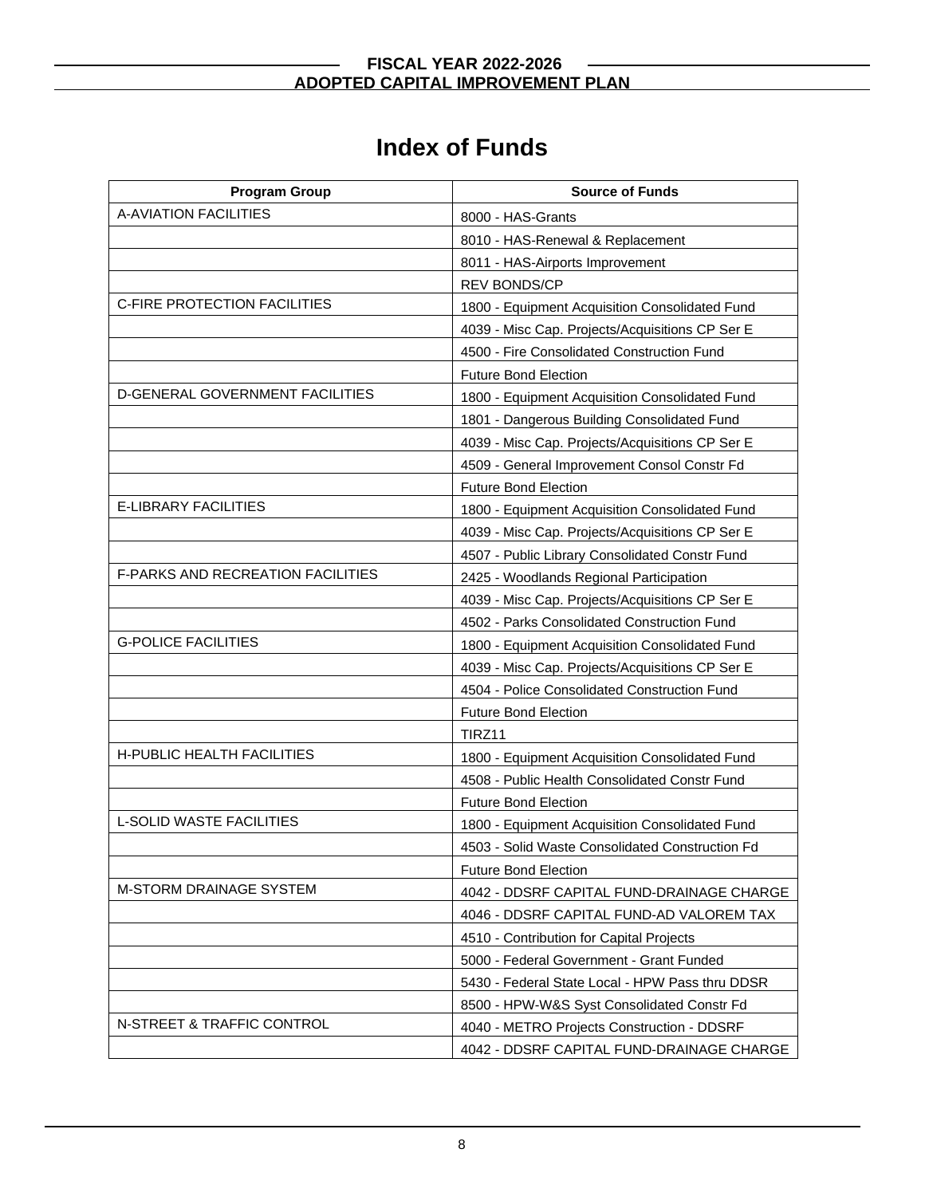# Index of Funds

| Program Group | Source of Funds |
|---|---|
| A-AVIATION FACILITIES | 8000 - HAS-Grants |
| | 8010 - HAS-Renewal & Replacement |
| | 8011 - HAS-Airports Improvement |
| | REV BONDS/CP |
| C-FIRE PROTECTION FACILITIES | 1800 - Equipment Acquisition Consolidated Fund |
| | 4039 - Misc Cap. Projects/Acquisitions CP Ser E |
| | 4500 - Fire Consolidated Construction Fund |
| | Future Bond Election |
| D-GENERAL GOVERNMENT FACILITIES | 1800 - Equipment Acquisition Consolidated Fund |
| | 1801 - Dangerous Building Consolidated Fund |
| | 4039 - Misc Cap. Projects/Acquisitions CP Ser E |
| | 4509 - General Improvement Consol Constr Fd |
| | Future Bond Election |
| E-LIBRARY FACILITIES | 1800 - Equipment Acquisition Consolidated Fund |
| | 4039 - Misc Cap. Projects/Acquisitions CP Ser E |
| | 4507 - Public Library Consolidated Constr Fund |
| F-PARKS AND RECREATION FACILITIES | 2425 - Woodlands Regional Participation |
| | 4039 - Misc Cap. Projects/Acquisitions CP Ser E |
| | 4502 - Parks Consolidated Construction Fund |
| G-POLICE FACILITIES | 1800 - Equipment Acquisition Consolidated Fund |
| | 4039 - Misc Cap. Projects/Acquisitions CP Ser E |
| | 4504 - Police Consolidated Construction Fund |
| | Future Bond Election |
| | TIRZ11 |
| H-PUBLIC HEALTH FACILITIES | 1800 - Equipment Acquisition Consolidated Fund |
| | 4508 - Public Health Consolidated Constr Fund |
| | Future Bond Election |
| L-SOLID WASTE FACILITIES | 1800 - Equipment Acquisition Consolidated Fund |
| | 4503 - Solid Waste Consolidated Construction Fd |
| | Future Bond Election |
| M-STORM DRAINAGE SYSTEM | 4042 - DDSRF CAPITAL FUND-DRAINAGE CHARGE |
| | 4046 - DDSRF CAPITAL FUND-AD VALOREM TAX |
| | 4510 - Contribution for Capital Projects |
| | 5000 - Federal Government - Grant Funded |
| | 5430 - Federal State Local - HPW Pass thru DDSR |
| | 8500 - HPW-W&S Syst Consolidated Constr Fd |
| N-STREET & TRAFFIC CONTROL | 4040 - METRO Projects Construction - DDSRF |
| | 4042 - DDSRF CAPITAL FUND-DRAINAGE CHARGE |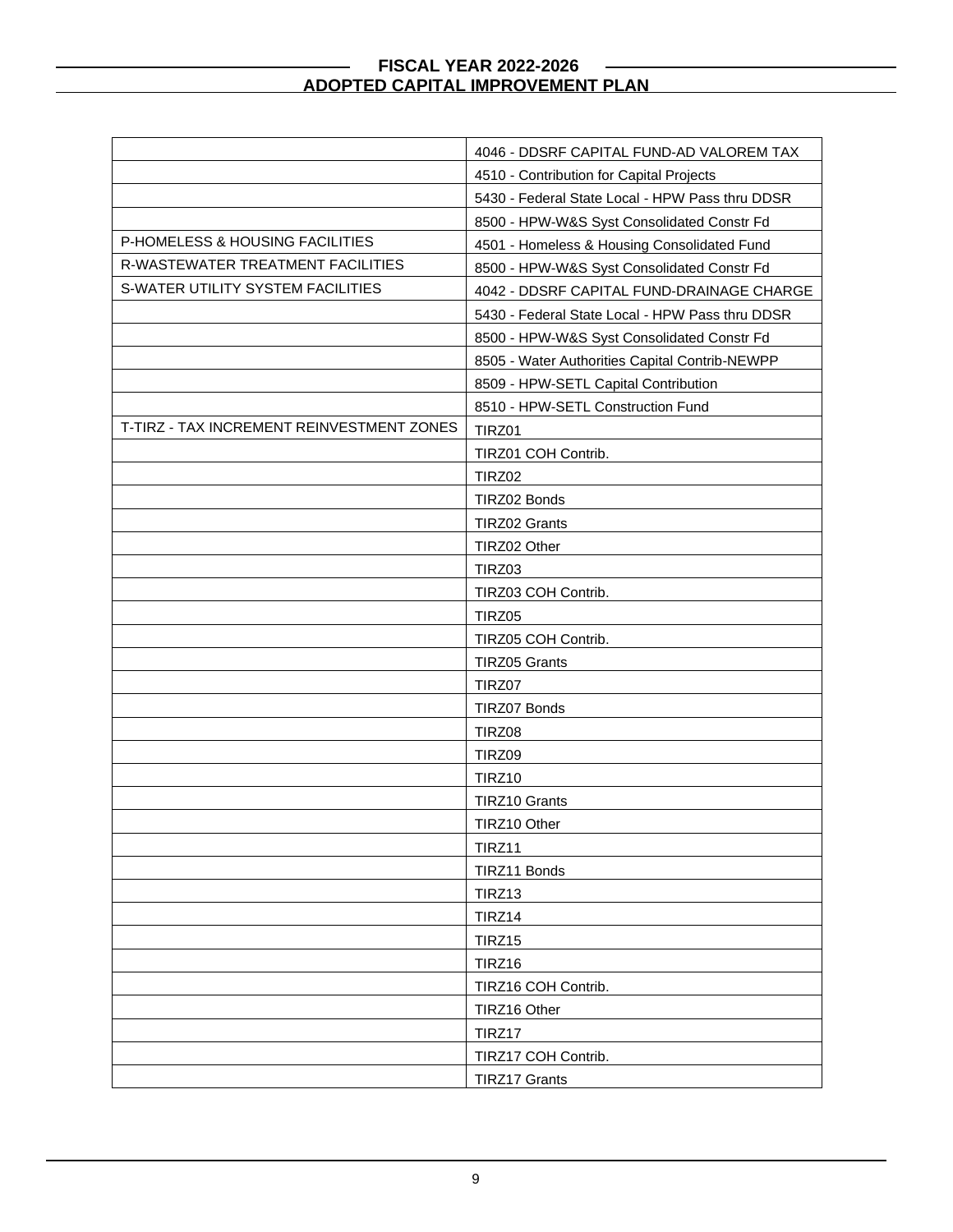# FISCAL YEAR 2022-2026
## ADOPTED CAPITAL IMPROVEMENT PLAN

| | |
|---|---|
| | 4046 - DDSRF CAPITAL FUND-AD VALOREM TAX |
| | 4510 - Contribution for Capital Projects |
| | 5430 - Federal State Local - HPW Pass thru DDSR |
| | 8500 - HPW-W&S Syst Consolidated Constr Fd |
| P-HOMELESS & HOUSING FACILITIES | 4501 - Homeless & Housing Consolidated Fund |
| R-WASTEWATER TREATMENT FACILITIES | 8500 - HPW-W&S Syst Consolidated Constr Fd |
| S-WATER UTILITY SYSTEM FACILITIES | 4042 - DDSRF CAPITAL FUND-DRAINAGE CHARGE |
| | 5430 - Federal State Local - HPW Pass thru DDSR |
| | 8500 - HPW-W&S Syst Consolidated Constr Fd |
| | 8505 - Water Authorities Capital Contrib-NEWPP |
| | 8509 - HPW-SETL Capital Contribution |
| | 8510 - HPW-SETL Construction Fund |
| T-TIRZ - TAX INCREMENT REINVESTMENT ZONES | TIRZ01 |
| | TIRZ01 COH Contrib. |
| | TIRZ02 |
| | TIRZ02 Bonds |
| | TIRZ02 Grants |
| | TIRZ02 Other |
| | TIRZ03 |
| | TIRZ03 COH Contrib. |
| | TIRZ05 |
| | TIRZ05 COH Contrib. |
| | TIRZ05 Grants |
| | TIRZ07 |
| | TIRZ07 Bonds |
| | TIRZ08 |
| | TIRZ09 |
| | TIRZ10 |
| | TIRZ10 Grants |
| | TIRZ10 Other |
| | TIRZ11 |
| | TIRZ11 Bonds |
| | TIRZ13 |
| | TIRZ14 |
| | TIRZ15 |
| | TIRZ16 |
| | TIRZ16 COH Contrib. |
| | TIRZ16 Other |
| | TIRZ17 |
| | TIRZ17 COH Contrib. |
| | TIRZ17 Grants |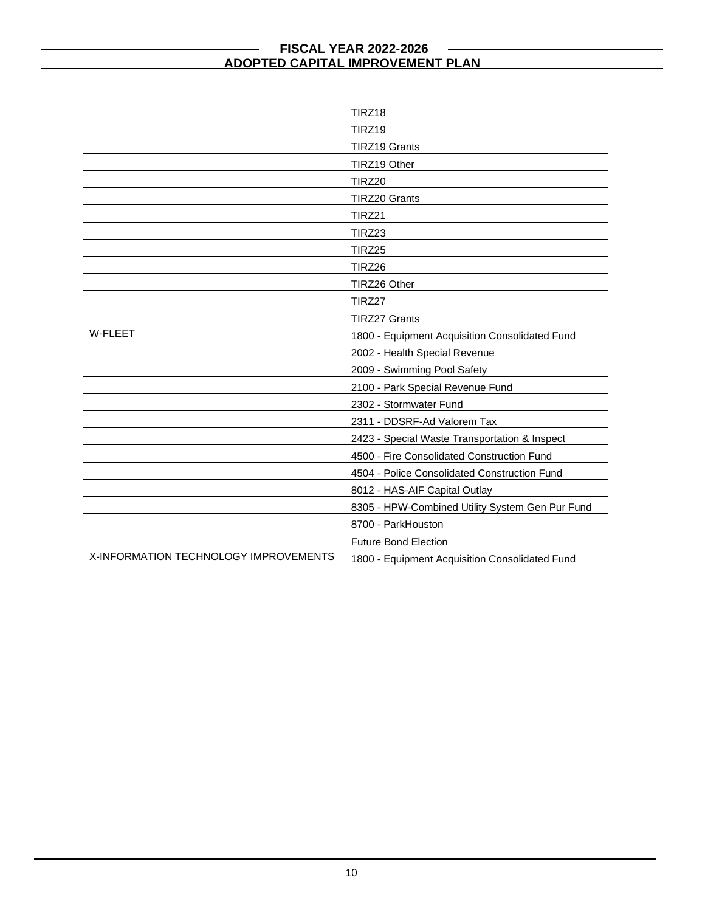| | |
|---|---|
| | TIRZ18 |
| | TIRZ19 |
| | TIRZ19 Grants |
| | TIRZ19 Other |
| | TIRZ20 |
| | TIRZ20 Grants |
| | TIRZ21 |
| | TIRZ23 |
| | TIRZ25 |
| | TIRZ26 |
| | TIRZ26 Other |
| | TIRZ27 |
| | TIRZ27 Grants |
| W-FLEET | 1800 - Equipment Acquisition Consolidated Fund |
| | 2002 - Health Special Revenue |
| | 2009 - Swimming Pool Safety |
| | 2100 - Park Special Revenue Fund |
| | 2302 - Stormwater Fund |
| | 2311 - DDSRF-Ad Valorem Tax |
| | 2423 - Special Waste Transportation & Inspect |
| | 4500 - Fire Consolidated Construction Fund |
| | 4504 - Police Consolidated Construction Fund |
| | 8012 - HAS-AIF Capital Outlay |
| | 8305 - HPW-Combined Utility System Gen Pur Fund |
| | 8700 - ParkHouston |
| | Future Bond Election |
| X-INFORMATION TECHNOLOGY IMPROVEMENTS | 1800 - Equipment Acquisition Consolidated Fund |